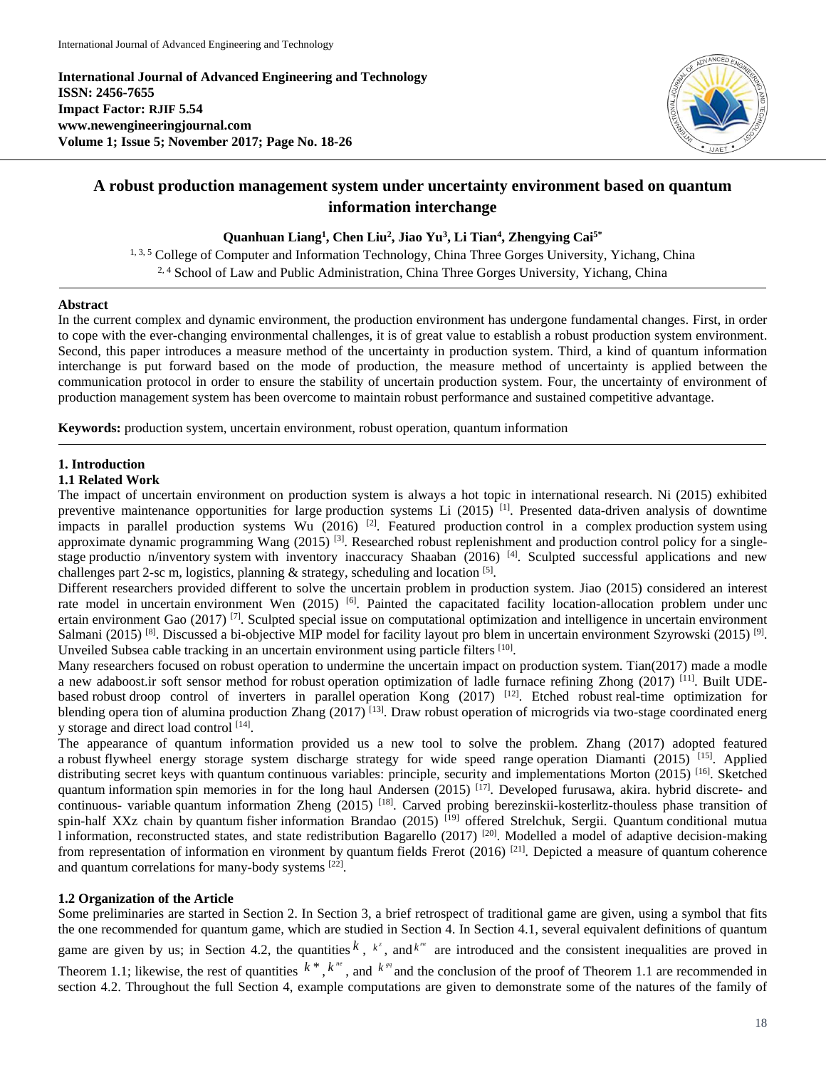**International Journal of Advanced Engineering and Technology**
**ISSN: 2456-7655**
**Impact Factor: RJIF 5.54**
**www.newengineeringjournal.com**
**Volume 1; Issue 5; November 2017; Page No. 18-26**

# A robust production management system under uncertainty environment based on quantum information interchange

**Quanhuan Liang[1], Chen Liu[2], Jiao Yu[3], Li Tian[4], Zhengying Cai[5*]**

[1, 3, 5] College of Computer and Information Technology, China Three Gorges University, Yichang, China
[2, 4] School of Law and Public Administration, China Three Gorges University, Yichang, China

### Abstract

In the current complex and dynamic environment, the production environment has undergone fundamental changes. First, in order to cope with the ever-changing environmental challenges, it is of great value to establish a robust production system environment. Second, this paper introduces a measure method of the uncertainty in production system. Third, a kind of quantum information interchange is put forward based on the mode of production, the measure method of uncertainty is applied between the communication protocol in order to ensure the stability of uncertain production system. Four, the uncertainty of environment of production management system has been overcome to maintain robust performance and sustained competitive advantage.

**Keywords:** production system, uncertain environment, robust operation, quantum information

## 1. Introduction

### 1.1 Related Work

The impact of uncertain environment on production system is always a hot topic in international research. Ni (2015) exhibited preventive maintenance opportunities for large production systems Li (2015) [1]. Presented data-driven analysis of downtime impacts in parallel production systems Wu (2016) [2]. Featured production control in a complex production system using approximate dynamic programming Wang (2015) [3]. Researched robust replenishment and production control policy for a single-stage productio n/inventory system with inventory inaccuracy Shaaban (2016) [4]. Sculpted successful applications and new challenges part 2-sc m, logistics, planning & strategy, scheduling and location [5].

Different researchers provided different to solve the uncertain problem in production system. Jiao (2015) considered an interest rate model in uncertain environment Wen (2015) [6]. Painted the capacitated facility location-allocation problem under unc ertain environment Gao (2017) [7]. Sculpted special issue on computational optimization and intelligence in uncertain environment Salmani (2015) [8]. Discussed a bi-objective MIP model for facility layout pro blem in uncertain environment Szyrowski (2015) [9]. Unveiled Subsea cable tracking in an uncertain environment using particle filters [10].

Many researchers focused on robust operation to undermine the uncertain impact on production system. Tian(2017) made a modle a new adaboost.ir soft sensor method for robust operation optimization of ladle furnace refining Zhong (2017) [11]. Built UDE-based robust droop control of inverters in parallel operation Kong (2017) [12]. Etched robust real-time optimization for blending opera tion of alumina production Zhang (2017) [13]. Draw robust operation of microgrids via two-stage coordinated energ y storage and direct load control [14].

The appearance of quantum information provided us a new tool to solve the problem. Zhang (2017) adopted featured a robust flywheel energy storage system discharge strategy for wide speed range operation Diamanti (2015) [15]. Applied distributing secret keys with quantum continuous variables: principle, security and implementations Morton (2015) [16]. Sketched quantum information spin memories in for the long haul Andersen (2015) [17]. Developed furusawa, akira. hybrid discrete- and continuous- variable quantum information Zheng (2015) [18]. Carved probing berezinskii-kosterlitz-thouless phase transition of spin-half XXz chain by quantum fisher information Brandao (2015) [19] offered Strelchuk, Sergii. Quantum conditional mutua l information, reconstructed states, and state redistribution Bagarello (2017) [20]. Modelled a model of adaptive decision-making from representation of information en vironment by quantum fields Frerot (2016) [21]. Depicted a measure of quantum coherence and quantum correlations for many-body systems [22].

### 1.2 Organization of the Article

Some preliminaries are started in Section 2. In Section 3, a brief retrospect of traditional game are given, using a symbol that fits the one recommended for quantum game, which are studied in Section 4. In Section 4.1, several equivalent definitions of quantum game are given by us; in Section 4.2, the quantities $k$, $k^{z}$, and $k^{ne}$ are introduced and the consistent inequalities are proved in Theorem 1.1; likewise, the rest of quantities $k*$, $k^{ne}$, and $k^{qq}$ and the conclusion of the proof of Theorem 1.1 are recommended in section 4.2. Throughout the full Section 4, example computations are given to demonstrate some of the natures of the family of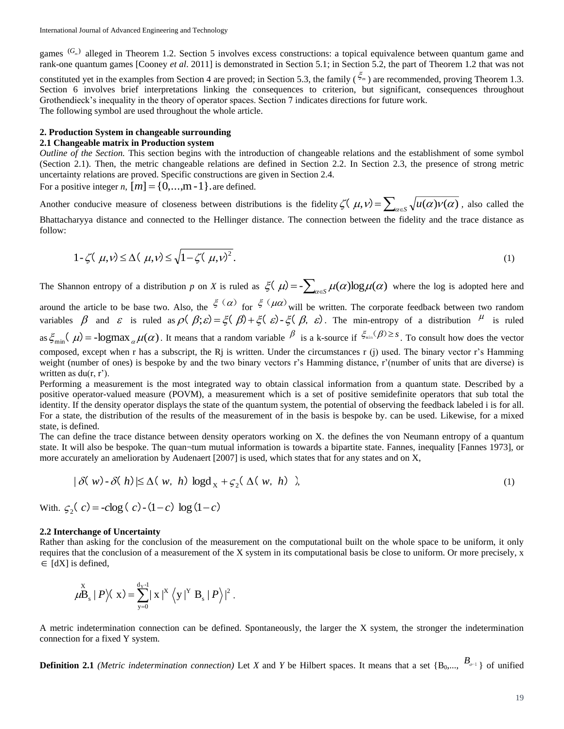games $(G_m)$ alleged in Theorem 1.2. Section 5 involves excess constructions: a topical equivalence between quantum game and rank-one quantum games [Cooney *et al*. 2011] is demonstrated in Section 5.1; in Section 5.2, the part of Theorem 1.2 that was not constituted yet in the examples from Section 4 are proved; in Section 5.3, the family ( $\xi_m$ ) are recommended, proving Theorem 1.3. Section 6 involves brief interpretations linking the consequences to criterion, but significant, consequences throughout Grothendieck's inequality in the theory of operator spaces. Section 7 indicates directions for future work.
The following symbol are used throughout the whole article.

## 2. Production System in changeable surrounding

### 2.1 Changeable matrix in Production system

*Outline of the Section.* This section begins with the introduction of changeable relations and the establishment of some symbol (Section 2.1). Then, the metric changeable relations are defined in Section 2.2. In Section 2.3, the presence of strong metric uncertainty relations are proved. Specific constructions are given in Section 2.4.
For a positive integer *n*, $[m]=\{0,\ldots,\mathrm{m}-1\}$. are defined.

Another conducive measure of closeness between distributions is the fidelity $\zeta(\mu,\nu)=\sum_{\alpha\in S}\sqrt{u(\alpha)\nu(\alpha)}$ , also called the Bhattacharyya distance and connected to the Hellinger distance. The connection between the fidelity and the trace distance as follow:

$$1-\zeta(\mu,\nu)\leq\Delta(\mu,\nu)\leq\sqrt{1-\zeta(\mu,\nu)^{2}}. \tag{1}$$

The Shannon entropy of a distribution *p* on *X* is ruled as $\xi(\mu)=-\sum_{\alpha\in S}\mu(\alpha)\log\mu(\alpha)$ where the log is adopted here and around the article to be base two. Also, the $\xi(\alpha)$ for $\xi(\mu\alpha)$ will be written. The corporate feedback between two random variables $\beta$ and $\varepsilon$ is ruled as $\rho(\beta;\varepsilon)=\xi(\beta)+\xi(\varepsilon)-\xi(\beta,\ \varepsilon)$. The min-entropy of a distribution $\mu$ is ruled as $\xi_{\min}(\mu)=-\log\max_{\alpha}\mu(\alpha)$. It means that a random variable $\beta$ is a k-source if $\xi_{\min}(\beta)\geq s$. To consult how does the vector composed, except when r has a subscript, the Rj is written. Under the circumstances r (j) used. The binary vector r's Hamming weight (number of ones) is bespoke by and the two binary vectors r's Hamming distance, r'(number of units that are diverse) is written as du(r, r').
Performing a measurement is the most integrated way to obtain classical information from a quantum state. Described by a positive operator-valued measure (POVM), a measurement which is a set of positive semidefinite operators that sub total the identity. If the density operator displays the state of the quantum system, the potential of observing the feedback labeled i is for all. For a state, the distribution of the results of the measurement of in the basis is bespoke by. can be used. Likewise, for a mixed state, is defined.
The can define the trace distance between density operators working on X. the defines the von Neumann entropy of a quantum state. It will also be bespoke. The quan¬tum mutual information is towards a bipartite state. Fannes, inequality [Fannes 1973], or more accurately an amelioration by Audenaert [2007] is used, which states that for any states and on X,

$$|\delta(w)-\delta(h)|\leq\Delta(w,\ h)\ \log\mathrm{d}_{X}+\varsigma_{2}(\Delta(w,\ h)), \tag{1}$$

With. $\varsigma_{2}(c)=-c\log(c)-(1-c)\ \log(1-c)$

### 2.2 Interchange of Uncertainty

Rather than asking for the conclusion of the measurement on the computational built on the whole space to be uniform, it only requires that the conclusion of a measurement of the X system in its computational basis be close to uniform. Or more precisely, x $\in$ [dX] is defined,

$$\mu^{\mathrm{X}}_{\mathrm{B_s}|P\rangle}(\mathrm{x})=\sum_{\mathrm{y}=0}^{\mathrm{d_Y}-1}|\ {}^{\mathrm{X}}\langle\mathrm{x}|\ {}^{\mathrm{Y}}\langle\mathrm{y}|\ \mathrm{B_s}\,|P\rangle|^{2}\ .$$

A metric indetermination connection can be defined. Spontaneously, the larger the X system, the stronger the indetermination connection for a fixed Y system.

**Definition 2.1** *(Metric indetermination connection)* Let *X* and *Y* be Hilbert spaces. It means that a set {B$_0$,..., $B_{o-1}$} of unified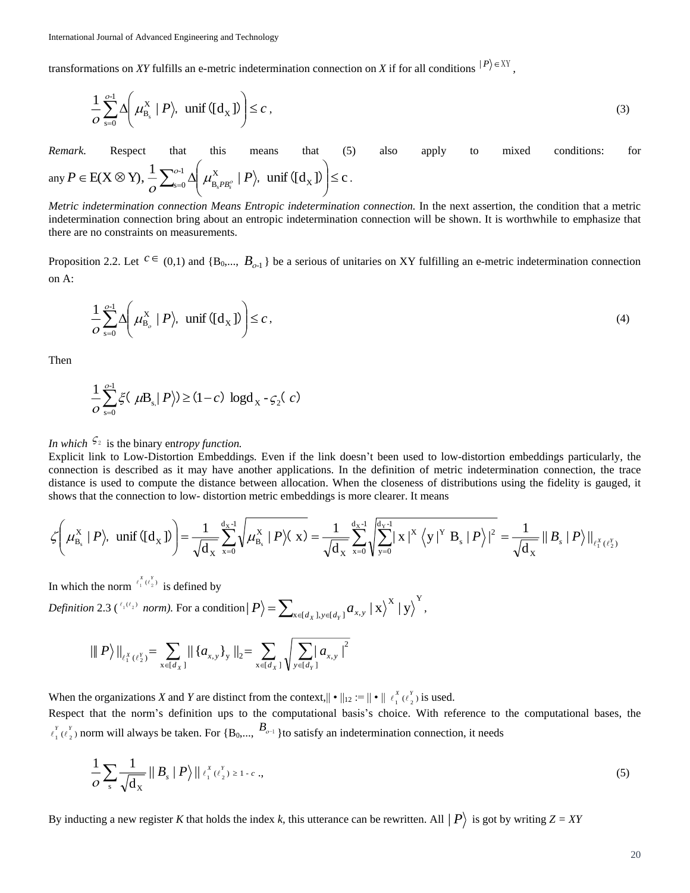transformations on *XY* fulfills an e-metric indetermination connection on *X* if for all conditions $|P\rangle \in \mathrm{XY}$,

$$\frac{1}{o}\sum_{\mathrm{s}=0}^{o\text{-}1}\Delta\left(\mu_{\mathrm{B_s}}^{\mathrm{X}} \mid P\rangle,\ \mathrm{unif}\left([\mathrm{d_X}]\right)\right) \leq c\,, \tag{3}$$

*Remark.* Respect that this means that (5) also apply to mixed conditions: for any $P \in \mathrm{E}(\mathrm{X} \otimes \mathrm{Y}),\ \frac{1}{o}\sum_{\mathrm{s}=0}^{o\text{-}1}\Delta\left(\mu_{\mathrm{B_s} P B_s^o}^{\mathrm{X}} \mid P\rangle,\ \mathrm{unif}\left([\mathrm{d_X}]\right)\right) \leq \mathrm{c}$.

*Metric indetermination connection Means Entropic indetermination connection.* In the next assertion, the condition that a metric indetermination connection bring about an entropic indetermination connection will be shown. It is worthwhile to emphasize that there are no constraints on measurements.

Proposition 2.2. Let $c \in$ (0,1) and {B0,..., $B_{o\text{-}1}$} be a serious of unitaries on XY fulfilling an e-metric indetermination connection on A:

$$\frac{1}{o}\sum_{\mathrm{s}=0}^{o\text{-}1}\Delta\left(\mu_{\mathrm{B}_o}^{\mathrm{X}} \mid P\rangle,\ \mathrm{unif}\left([\mathrm{d_X}]\right)\right) \leq c\,, \tag{4}$$

Then

$$\frac{1}{o}\sum_{\mathrm{s}=0}^{o\text{-}1}\xi\left(\ \mu\mathrm{B_{s,}}| P\rangle\right) \geq (1-c)\ \log \mathrm{d_X}\ \text{-}\ \varsigma_2\left(\ c\right)$$

*In which* $\varsigma_2$ *is the binary entropy function.*

Explicit link to Low-Distortion Embeddings. Even if the link doesn't been used to low-distortion embeddings particularly, the connection is described as it may have another applications. In the definition of metric indetermination connection, the trace distance is used to compute the distance between allocation. When the closeness of distributions using the fidelity is gauged, it shows that the connection to low- distortion metric embeddings is more clearer. It means

$$\zeta\left(\mu_{\mathrm{B_s}}^{\mathrm{X}} \mid P\rangle,\ \mathrm{unif}\left([\mathrm{d_X}]\right)\right) = \frac{1}{\sqrt{\mathrm{d_X}}}\sum_{\mathrm{x}=0}^{\mathrm{d_X}\text{-}1}\sqrt{\mu_{\mathrm{B_s}}^{\mathrm{X}} \mid P\rangle\left(\ \mathrm{x}\right)} = \frac{1}{\sqrt{\mathrm{d_X}}}\sum_{\mathrm{x}=0}^{\mathrm{d_X}\text{-}1}\sqrt{\sum_{\mathrm{y}=0}^{\mathrm{d_Y}\text{-}1}|\ \mathrm{x}\ |^{\mathrm{X}}\ \langle \mathrm{y}|^{\mathrm{Y}}\ \mathrm{B_s} \mid P\rangle|^2} = \frac{1}{\sqrt{\mathrm{d_X}}}\, \|\, B_s \mid P\rangle \,\|_{\ell_1^X(\ell_2^Y)}$$

In which the norm $\ell_1^X(\ell_2^Y)$ is defined by

*Definition* 2.3 ($\ell_1(\ell_2)$ *norm).* For a condition $|P\rangle = \sum_{\mathrm{x}\in[d_X],y\in[d_Y]} a_{x,y}\ |\ \mathrm{x}\rangle^{\mathrm{X}}\ |\ \mathrm{y}\rangle^{\mathrm{Y}}$,

$$\|\, |P\rangle \,\|_{\ell_1^X(\ell_2^Y)} = \sum_{\mathrm{x}\in[d_X]} \|\, \{a_{x,y}\}_{\mathrm{y}}\, \|_2 = \sum_{\mathrm{x}\in[d_X]} \sqrt{\sum_{y\in[d_Y]} |\, a_{x,y}\,|^2}$$

When the organizations *X* and *Y* are distinct from the context,$\| \bullet \|_{12} := \| \bullet \|_{\ell_1^X(\ell_2^Y)}$ is used.

Respect that the norm's definition ups to the computational basis's choice. With reference to the computational bases, the $\ell_1^Y(\ell_2^Y)$ norm will always be taken. For {B0,..., $B_{o-1}$}to satisfy an indetermination connection, it needs

$$\frac{1}{o}\sum_{\mathrm{s}}\frac{1}{\sqrt{\mathrm{d_X}}}\, \|\, B_s \mid P\rangle \,\|_{\ell_1^X(\ell_2^Y)} \geq 1 - c\ ., \tag{5}$$

By inducting a new register *K* that holds the index *k*, this utterance can be rewritten. All $|\,P\rangle$ is got by writing *Z = XY*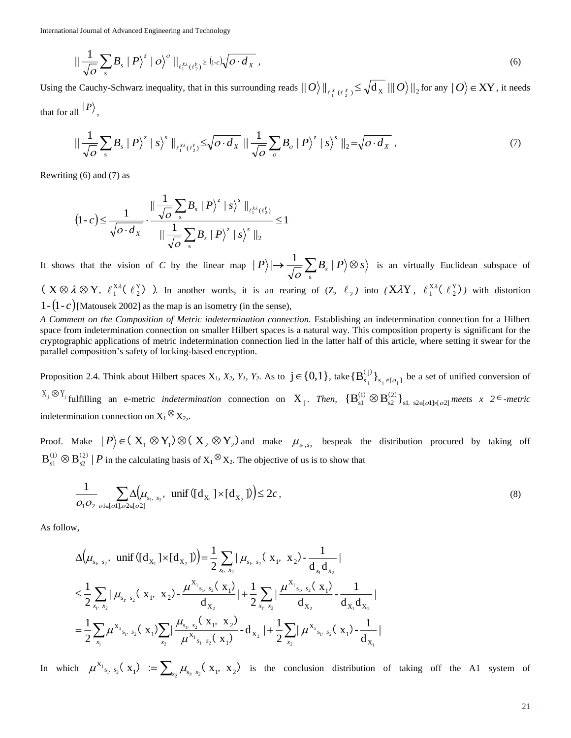$$\| \frac{1}{\sqrt{o}} \sum_{s} B_s \mid P\rangle^z \mid o\rangle^o \|_{\ell_1^{X\lambda}(\ell_2^Y)} \geq (1\text{-}c)\sqrt{o \cdot d_X} \ , \tag{6}$$

Using the Cauchy-Schwarz inequality, that in this surrounding reads $\| O\rangle \|_{\ell_1^X(\ell_2^X)} \leq \sqrt{d_X} \ \| | O\rangle \|_2$ for any $| O\rangle \in XY$, it needs that for all $| P\rangle$,

$$\| \frac{1}{\sqrt{o}} \sum_{s} B_s \mid P\rangle^z \mid s\rangle^s \|_{\ell_1^{X\lambda}(\ell_2^Y)} \leq \sqrt{o \cdot d_X} \ \| \frac{1}{\sqrt{o}} \sum_{o} B_o \mid P\rangle^z \mid s\rangle^s \|_2 = \sqrt{o \cdot d_X} \ , \tag{7}$$

Rewriting (6) and (7) as

$$(1\text{-}c) \leq \frac{1}{\sqrt{o \cdot d_X}} \cdot \frac{\| \frac{1}{\sqrt{o}} \sum_{s} B_s \mid P\rangle^z \mid s\rangle^s \|_{\ell_1^{X\lambda}(\ell_2^Y)}}{\| \frac{1}{\sqrt{o}} \sum_{s} B_s \mid P\rangle^z \mid s\rangle^s \|_2} \leq 1$$

It shows that the vision of *C* by the linear map $| P\rangle \mapsto \frac{1}{\sqrt{o}} \sum_{s} B_s \mid P\rangle \otimes s\rangle$ is an virtually Euclidean subspace of $(X \otimes \lambda \otimes Y, \ \ell_1^{X\lambda}(\ell_2^Y))$. In another words, it is an rearing of (Z, $\ell_2$) into $(X\lambda Y, \ \ell_1^{X\lambda}(\ell_2^Y))$ with distortion $1\text{-}(1\text{-}c)$ [Matousek 2002] as the map is an isometry (in the sense),

*A Comment on the Composition of Metric indetermination connection.* Establishing an indetermination connection for a Hilbert space from indetermination connection on smaller Hilbert spaces is a natural way. This composition property is significant for the cryptographic applications of metric indetermination connection lied in the latter half of this article, where setting it swear for the parallel composition's safety of locking-based encryption.

Proposition 2.4. Think about Hilbert spaces $X_1$, $X_2$, $Y_1$, $Y_2$. As to $j \in \{0,1\}$, take $\{B^{(j)}_{s_j}\}_{s_j \in [o_j]}$ be a set of unified conversion of $X_j \otimes Y_j$ fulfilling an e-metric *indetermination* connection on $X_j$. *Then,* $\{B^{(1)}_{s1} \otimes B^{(2)}_{s2}\}_{s1, \ s2 \in [o1] \times [o2]}$ *meets x 2*$\in$*-metric* indetermination connection on $X_1 \otimes X_2$,.

Proof. Make $| P\rangle \in (X_1 \otimes Y_1) \otimes (X_2 \otimes Y_2)$ and make $\mu_{s_1, s_2}$ bespeak the distribution procured by taking off $B^{(1)}_{s1} \otimes B^{(2)}_{s2} \mid P$ in the calculating basis of $X_1 \otimes X_2$. The objective of us is to show that

$$\frac{1}{o_1 o_2} \sum_{o1 \in [o1], o2 \in [o2]} \Delta\left(\mu_{s_1, \ s_2}, \ \text{unif}\left([d_{X_1}] \times [d_{X_2}]\right)\right) \leq 2c, \tag{8}$$

As follow,

$$\begin{aligned}
\Delta\left(\mu_{s_1, \ s_2}, \ \text{unif}\left([d_{X_1}] \times [d_{X_2}]\right)\right) &= \frac{1}{2} \sum_{x_1, \ x_2} | \ \mu_{s_1, \ s_2}(x_1, \ x_2) - \frac{1}{d_{x_1} d_{x_2}} | \\
&\leq \frac{1}{2} \sum_{x_1, \ x_2} | \ \mu_{s_1, \ s_2}(x_1, \ x_2) - \frac{\mu^{X_1}{}_{s_1, \ s_2}(x_1)}{d_{X_2}} | + \frac{1}{2} \sum_{x_1, \ x_2} | \ \frac{\mu^{X_1}{}_{s_1, \ s_2}(x_1)}{d_{X_2}} - \frac{1}{d_{X_1} d_{X_2}} | \\
&= \frac{1}{2} \sum_{x_1} \mu^{X_1}{}_{s_1, \ s_2}(x_1) \sum_{x_2} | \ \frac{\mu_{s_1, \ s_2}(x_1, \ x_2)}{\mu^{X_1}{}_{s_1, \ s_2}(x_1)} - d_{X_2} | + \frac{1}{2} \sum_{x_2} | \ \mu^{X_1}{}_{s_1, \ s_2}(x_1) - \frac{1}{d_{X_1}} |
\end{aligned}$$

In which $\mu^{X_1}{}_{s_1, \ s_2}(x_1) := \sum_{s_2} \mu_{s_1, \ s_2}(x_1, \ x_2)$ is the conclusion distribution of taking off the A1 system of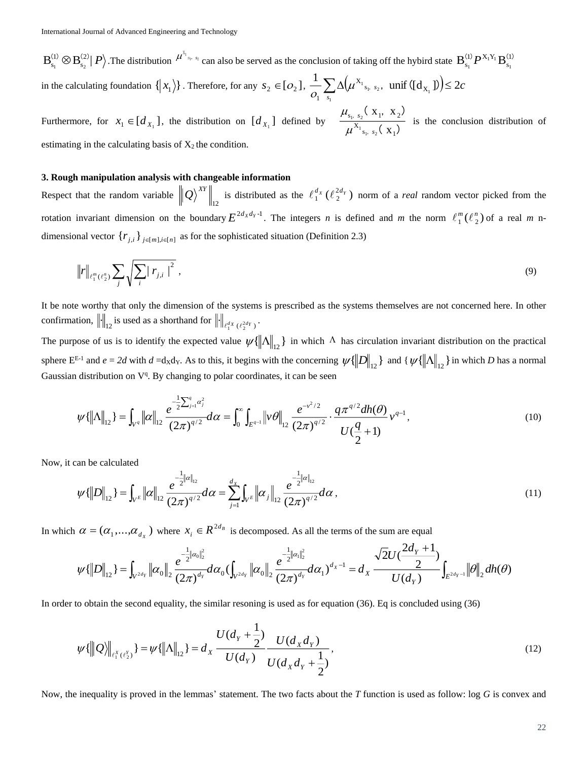$\mathrm{B}^{(1)}_{s_1} \otimes \mathrm{B}^{(2)}_{s_2} | P\rangle$.The distribution $\mu^{X_1}{}_{s_1,\ s_2}$ can also be served as the conclusion of taking off the hybird state $\mathrm{B}^{(1)}_{s_1} P^{X_1Y_1} \mathrm{B}^{(1)}_{s_1}$ in the calculating foundation $\{|x_1\rangle\}$. Therefore, for any $s_2 \in [o_2]$, $\frac{1}{o_1}\sum_{s_1} \Delta\left(\mu^{X_1}{}_{s_1,\ s_2},\ \text{unif}\ \langle[\mathrm{d}_{X_1}]\rangle\right) \leq 2c$

Furthermore, for $x_1 \in [d_{X_1}]$, the distribution on $[d_{X_1}]$ defined by $\frac{\mu_{s_1,\ s_2}(\ x_1,\ x_2)}{\mu^{X_1}{}_{s_1,\ s_2}(\ x_1)}$ is the conclusion distribution of estimating in the calculating basis of $X_2$ the condition.

### 3. Rough manipulation analysis with changeable information

Respect that the random variable $\left\| |Q\rangle^{XY} \right\|_{12}$ is distributed as the $\ell_1^{d_X}(\ell_2^{2d_Y})$ norm of a *real* random vector picked from the rotation invariant dimension on the boundary $E^{2d_Xd_Y\text{-}1}$. The integers $n$ is defined and $m$ the norm $\ell_1^m(\ell_2^n)$ of a real $m$ n-dimensional vector $\{r_{j,i}\}_{j\in[m],i\in[n]}$ as for the sophisticated situation (Definition 2.3)

$$\|r\|_{\ell_1^m(\ell_2^n)} \sum_j \sqrt{\sum_i |\ r_{j,i}\ |^2}\ , \tag{9}$$

It be note worthy that only the dimension of the systems is prescribed as the systems themselves are not concerned here. In other confirmation, $\|\cdot\|_{12}$ is used as a shorthand for $\|\cdot\|_{\ell_1^{d_X}(\ell_2^{2d_Y})}$.

The purpose of us is to identify the expected value $\psi\{\|\Lambda\|_{12}\}$ in which $\Lambda$ has circulation invariant distribution on the practical sphere $E^{E-1}$ and $e = 2d$ with $d = d_Xd_Y$. As to this, it begins with the concerning $\psi\{\|D\|_{12}\}$ and $\{\psi\{\|\Lambda\|_{12}\}$ in which $D$ has a normal Gaussian distribution on $V^q$. By changing to polar coordinates, it can be seen

$$\psi\{\|\Lambda\|_{12}\} = \int_{V^q} \|\alpha\|_{12} \frac{e^{-\frac{1}{2}\sum_{j=1}^{q}\alpha_j^2}}{(2\pi)^{q/2}} d\alpha = \int_0^\infty \int_{E^{q-1}} \|v\theta\|_{12} \frac{e^{-v^2/2}}{(2\pi)^{q/2}} \cdot \frac{q\pi^{q/2}dh(\theta)}{U(\frac{q}{2}+1)} v^{q-1}, \tag{10}$$

Now, it can be calculated

$$\psi\{\|D\|_{12}\} = \int_{V^E} \|\alpha\|_{12} \frac{e^{-\frac{1}{2}\|\alpha\|_{12}}}{(2\pi)^{q/2}} d\alpha = \sum_{j=1}^{d_X} \int_{V^E} \|\alpha_j\|_{12} \frac{e^{-\frac{1}{2}\|\alpha\|_{12}}}{(2\pi)^{q/2}} d\alpha\ , \tag{11}$$

In which $\alpha = (\alpha_1, \ldots, \alpha_{d_X})$ where $x_i \in R^{2d_B}$ is decomposed. As all the terms of the sum are equal

$$\psi\{\|D\|_{12}\} = \int_{V^{2d_Y}} \|\alpha_0\|_2 \frac{e^{-\frac{1}{2}\|\alpha_0\|_2^2}}{(2\pi)^{d_Y}} d\alpha_0 \Big(\int_{V^{2d_Y}} \|\alpha_0\|_2 \frac{e^{-\frac{1}{2}\|\alpha_1\|_2^2}}{(2\pi)^{d_Y}} d\alpha_1\Big)^{d_X-1} = d_X \frac{\sqrt{2}U(\frac{2d_Y+1}{2})}{U(d_Y)} \int_{E^{2d_Y-1}} \|\theta\|_2\, dh(\theta)$$

In order to obtain the second equality, the similar resoning is used as for equation (36). Eq is concluded using (36)

$$\psi\{\| |Q\rangle\|_{\ell_1^X(\ell_2^Y)}\} = \psi\{\|\Lambda\|_{12}\} = d_X \frac{U(d_Y+\frac{1}{2})}{U(d_Y)} \frac{U(d_Xd_Y)}{U(d_Xd_Y+\frac{1}{2})}\ , \tag{12}$$

Now, the inequality is proved in the lemmas' statement. The two facts about the *T* function is used as follow: log *G* is convex and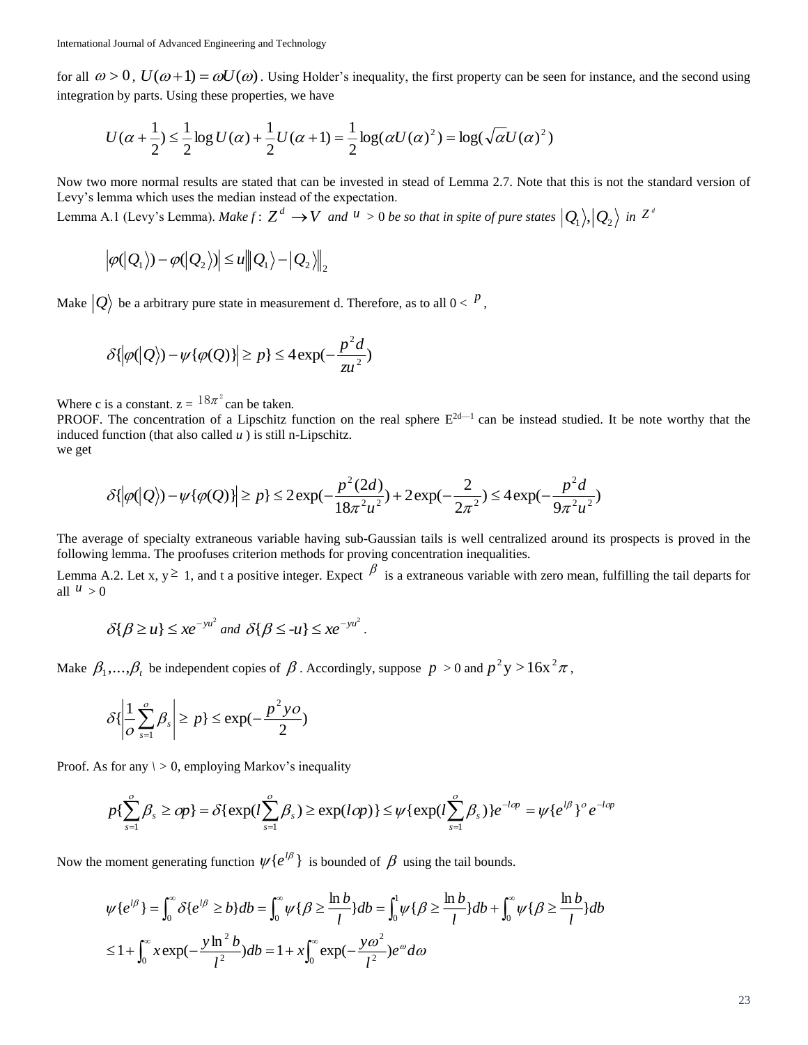for all $\omega > 0$, $U(\omega+1) = \omega U(\omega)$. Using Holder's inequality, the first property can be seen for instance, and the second using integration by parts. Using these properties, we have

$$U(\alpha + \frac{1}{2}) \leq \frac{1}{2}\log U(\alpha) + \frac{1}{2}U(\alpha+1) = \frac{1}{2}\log(\alpha U(\alpha)^2) = \log(\sqrt{\alpha}U(\alpha)^2)$$

Now two more normal results are stated that can be invested in stead of Lemma 2.7. Note that this is not the standard version of Levy's lemma which uses the median instead of the expectation.

Lemma A.1 (Levy's Lemma). *Make* $f: Z^d \rightarrow V$ *and* $u > 0$ *be so that in spite of pure states* $|Q_1\rangle, |Q_2\rangle$ *in* $Z^d$

$$|\varphi(|Q_1\rangle) - \varphi(|Q_2\rangle)| \leq u \| |Q_1\rangle - |Q_2\rangle \|_2$$

Make $|Q\rangle$ be a arbitrary pure state in measurement d. Therefore, as to all 0 < $p$,

$$\delta\{|\varphi(|Q\rangle) - \psi\{\varphi(Q)\}| \geq p\} \leq 4\exp(-\frac{p^2 d}{zu^2})$$

Where c is a constant. z = $18\pi^2$ can be taken.

PROOF. The concentration of a Lipschitz function on the real sphere $E^{2d-1}$ can be instead studied. It be note worthy that the induced function (that also called *u* ) is still n-Lipschitz.

we get

$$\delta\{|\varphi(|Q\rangle) - \psi\{\varphi(Q)\}| \geq p\} \leq 2\exp(-\frac{p^2(2d)}{18\pi^2 u^2}) + 2\exp(-\frac{2}{2\pi^2}) \leq 4\exp(-\frac{p^2 d}{9\pi^2 u^2})$$

The average of specialty extraneous variable having sub-Gaussian tails is well centralized around its prospects is proved in the following lemma. The proofuses criterion methods for proving concentration inequalities.

Lemma A.2. Let x, y $\geq$ 1, and t a positive integer. Expect $\beta$ is a extraneous variable with zero mean, fulfilling the tail departs for all $u > 0$

$$\delta\{\beta \geq u\} \leq xe^{-yu^2} \text{ and } \delta\{\beta \leq -u\} \leq xe^{-yu^2}.$$

Make $\beta_1, \ldots, \beta_t$ be independent copies of $\beta$. Accordingly, suppose $p > 0$ and $p^2 y > 16x^2\pi$,

$$\delta\{\left|\frac{1}{o}\sum_{s=1}^{o}\beta_s\right| \geq p\} \leq \exp(-\frac{p^2 yo}{2})$$

Proof. As for any \ > 0, employing Markov's inequality

$$p\{\sum_{s=1}^{o}\beta_s \geq op\} = \delta\{\exp(l\sum_{s=1}^{o}\beta_s) \geq \exp(lop)\} \leq \psi\{\exp(l\sum_{s=1}^{o}\beta_s)\}e^{-lop} = \psi\{e^{l\beta}\}^o e^{-lop}$$

Now the moment generating function $\psi\{e^{l\beta}\}$ is bounded of $\beta$ using the tail bounds.

$$\psi\{e^{l\beta}\} = \int_0^\infty \delta\{e^{l\beta} \geq b\}db = \int_0^\infty \psi\{\beta \geq \frac{\ln b}{l}\}db = \int_0^1 \psi\{\beta \geq \frac{\ln b}{l}\}db + \int_0^\infty \psi\{\beta \geq \frac{\ln b}{l}\}db$$

$$\leq 1 + \int_0^\infty x\exp(-\frac{y\ln^2 b}{l^2})db = 1 + x\int_0^\infty \exp(-\frac{y\omega^2}{l^2})e^{\omega}d\omega$$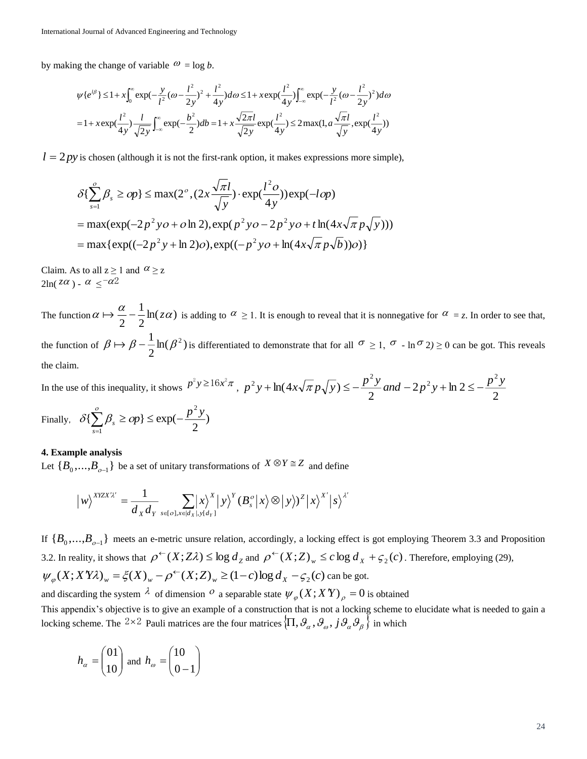by making the change of variable $\omega$ = log *b*.

$$\psi\{e^{l\beta}\} \leq 1 + x\int_0^{\infty} \exp(-\frac{y}{l^2}(\omega - \frac{l^2}{2y})^2 + \frac{l^2}{4y})d\omega \leq 1 + x\exp(\frac{l^2}{4y})\int_{-\infty}^{\infty} \exp(-\frac{y}{l^2}(\omega - \frac{l^2}{2y})^2)d\omega$$

$$= 1 + x\exp(\frac{l^2}{4y})\frac{l}{\sqrt{2y}}\int_{-\infty}^{\infty} \exp(-\frac{b^2}{2})db = 1 + x\frac{\sqrt{2\pi}l}{\sqrt{2y}}\exp(\frac{l^2}{4y}) \leq 2\max(1, a\frac{\sqrt{\pi}l}{\sqrt{y}}, \exp(\frac{l^2}{4y}))$$

$l = 2py$ is chosen (although it is not the first-rank option, it makes expressions more simple),

$$\delta\{\sum_{s=1}^{o} \beta_s \geq op\} \leq \max(2^o, (2x\frac{\sqrt{\pi}l}{\sqrt{y}}) \cdot \exp(\frac{l^2 o}{4y}))\exp(-lop)$$

$$= \max(\exp(-2p^2 yo + o\ln 2), \exp(p^2 yo - 2p^2 yo + t\ln(4x\sqrt{\pi}p\sqrt{y})))$$

$$= \max\{\exp((-2p^2 y + \ln 2)o), \exp((-p^2 yo + \ln(4x\sqrt{\pi}p\sqrt{b}))o)\}$$

Claim. As to all z ≥ 1 and $\alpha \geq$ z
2ln($z\alpha$) - $\alpha \leq^{-\alpha 2}$

The function $\alpha \mapsto \frac{\alpha}{2} - \frac{1}{2}\ln(z\alpha)$ is adding to $\alpha$ ≥ 1. It is enough to reveal that it is nonnegative for $\alpha$ = *z*. In order to see that, the function of $\beta \mapsto \beta - \frac{1}{2}\ln(\beta^2)$ is differentiated to demonstrate that for all $\sigma$ ≥ 1, $\sigma$ - ln$\sigma$ 2) ≥ 0 can be got. This reveals the claim.

In the use of this inequality, it shows $p^2 y \geq 16x^2\pi$ , $p^2 y + \ln(4x\sqrt{\pi}p\sqrt{y}) \leq -\frac{p^2 y}{2}$ *and* $-2p^2 y + \ln 2 \leq -\frac{p^2 y}{2}$

Finally, $\delta\{\sum_{s=1}^{o} \beta_s \geq op\} \leq \exp(-\frac{p^2 y}{2})$

**4. Example analysis**

Let $\{B_0, \ldots, B_{o-1}\}$ be a set of unitary transformations of $X \otimes Y \cong Z$ and define

$$|w\rangle^{XYZX'\lambda'} = \frac{1}{d_X d_Y} \sum_{s\in[o],x\in|d_X|,y[d_Y]} |x\rangle^X |y\rangle^Y (B_s^o |x\rangle \otimes |y\rangle)^Z |x\rangle^{X'} |s\rangle^{\lambda'}$$

If $\{B_0, \ldots, B_{o-1}\}$ meets an e-metric unsure relation, accordingly, a locking effect is got employing Theorem 3.3 and Proposition 3.2. In reality, it shows that $\rho^{\leftarrow}(X; Z\lambda) \leq \log d_Z$ and $\rho^{\leftarrow}(X; Z)_w \leq c\log d_X + \varsigma_2(c)$. Therefore, employing (29), $\psi_{\varphi}(X; X'Y\lambda)_w = \xi(X)_w - \rho^{\leftarrow}(X; Z)_w \geq (1-c)\log d_X - \varsigma_2(c)$ can be got.

and discarding the system $\lambda$ of dimension $o$ a separable state $\psi_{\varphi}(X; X'Y)_{\rho} = 0$ is obtained

This appendix's objective is to give an example of a construction that is not a locking scheme to elucidate what is needed to gain a locking scheme. The $2\times 2$ Pauli matrices are the four matrices $\{\Pi, \vartheta_{\alpha}, \vartheta_{\omega}, j\vartheta_{\alpha}\vartheta_{\beta}\}$ in which

$$h_{\alpha} = \begin{pmatrix} 01 \\ 10 \end{pmatrix} \text{ and } h_{\omega} = \begin{pmatrix} 10 \\ 0-1 \end{pmatrix}$$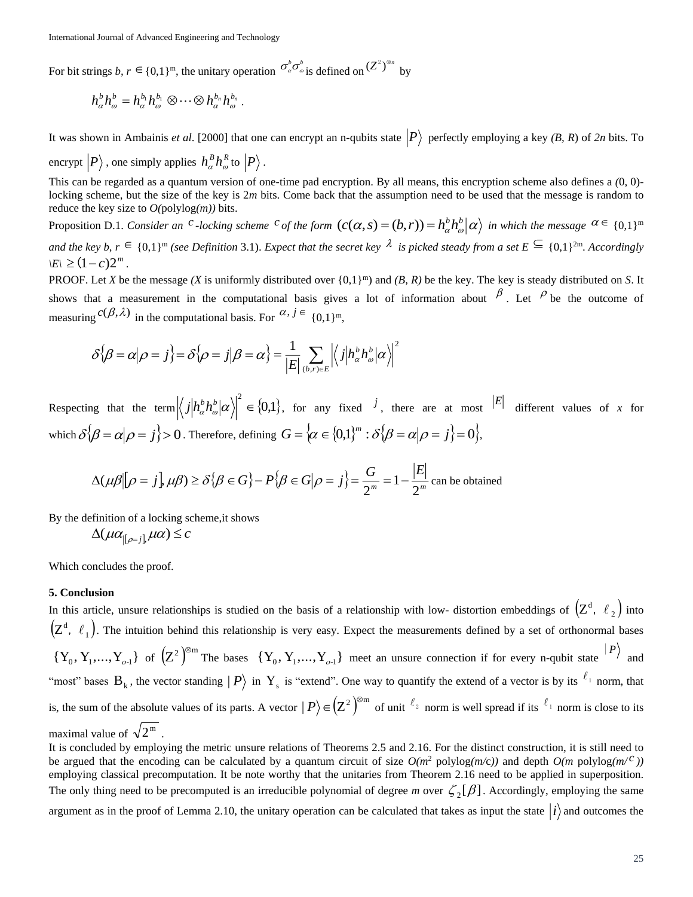For bit strings *b*, *r* ∈ {0,1}$^m$, the unitary operation $\sigma_\alpha^b \sigma_\omega^b$ is defined on $(Z^2)^{\otimes n}$ by

$$h_\alpha^b h_\omega^b = h_\alpha^{b_1} h_\omega^{b_1} \otimes \cdots \otimes h_\alpha^{b_n} h_\omega^{b_n} .$$

It was shown in Ambainis *et al*. [2000] that one can encrypt an n-qubits state $|P\rangle$ perfectly employing a key *(B, R)* of *2n* bits. To encrypt $|P\rangle$, one simply applies $h_\alpha^B h_\omega^R$ to $|P\rangle$.

This can be regarded as a quantum version of one-time pad encryption. By all means, this encryption scheme also defines a *(*0, 0)-locking scheme, but the size of the key is 2*m* bits. Come back that the assumption need to be used that the message is random to reduce the key size to *O(*polylog*(m))* bits.

Proposition D.1. *Consider an* $c$*-locking scheme* $c$ *of the form* $(c(\alpha,s)=(b,r))=h_\alpha^b h_\omega^b|\alpha\rangle$ *in which the message* $\alpha \in$ {0,1}$^m$ *and the key b, r* ∈ {0,1}$^m$ *(see Definition* 3.1). *Expect that the secret key* $\lambda$ *is picked steady from a set E* ⊆ {0,1}$^{2m}$. *Accordingly* $|E| \geq (1-c)2^m$.

PROOF. Let *X* be the message *(X* is uniformly distributed over {0,1}$^m$) and *(B, R)* be the key. The key is steady distributed on *S*. It shows that a measurement in the computational basis gives a lot of information about $\beta$. Let $\rho$ be the outcome of measuring $c(\beta,\lambda)$ in the computational basis. For $\alpha, j \in$ {0,1}$^m$,

$$\delta\{\beta=\alpha|\rho=j\}=\delta\{\rho=j|\beta=\alpha\}=\frac{1}{|E|}\sum_{(b,r)\in E}\left|\left\langle j\left|h_\alpha^b h_\omega^b\right|\alpha\right\rangle\right|^2$$

Respecting that the term $\left|\left\langle j\left|h_\alpha^b h_\omega^b\right|\alpha\right\rangle\right|^2 \in \{0,1\}$, for any fixed $j$, there are at most $|E|$ different values of *x* for which $\delta\{\beta=\alpha|\rho=j\}>0$. Therefore, defining $G=\{\alpha\in\{0,1\}^m : \delta\{\beta=\alpha|\rho=j\}=0\}$,

$$\Delta(\mu\beta|[\rho=j],\mu\beta)\geq\delta\{\beta\in G\}-P\{\beta\in G|\rho=j\}=\frac{G}{2^m}=1-\frac{|E|}{2^m}$$ can be obtained

By the definition of a locking scheme,it shows

$$\Delta(\mu\alpha_{|[\rho=j]},\mu\alpha)\leq c$$

Which concludes the proof.

**5. Conclusion**

In this article, unsure relationships is studied on the basis of a relationship with low- distortion embeddings of $(Z^d,\ \ell_2)$ into $(Z^d,\ \ell_1)$. The intuition behind this relationship is very easy. Expect the measurements defined by a set of orthonormal bases $\{Y_0, Y_1,\ldots,Y_{o\text{-}1}\}$ of $(Z^2)^{\otimes m}$ The bases $\{Y_0, Y_1,\ldots,Y_{o\text{-}1}\}$ meet an unsure connection if for every n-qubit state $|P\rangle$ and "most" bases $B_k$, the vector standing $|P\rangle$ in $Y_s$ is "extend". One way to quantify the extend of a vector is by its $\ell_1$ norm, that is, the sum of the absolute values of its parts. A vector $|P\rangle \in (Z^2)^{\otimes m}$ of unit $\ell_2$ norm is well spread if its $\ell_1$ norm is close to its maximal value of $\sqrt{2^m}$.

It is concluded by employing the metric unsure relations of Theorems 2.5 and 2.16. For the distinct construction, it is still need to be argued that the encoding can be calculated by a quantum circuit of size *O(m*$^2$ polylog*(m/c))* and depth *O(m* polylog*(m/*$c$ *))* employing classical precomputation. It be note worthy that the unitaries from Theorem 2.16 need to be applied in superposition. The only thing need to be precomputed is an irreducible polynomial of degree *m* over $\zeta_2[\beta]$. Accordingly, employing the same argument as in the proof of Lemma 2.10, the unitary operation can be calculated that takes as input the state $|i\rangle$ and outcomes the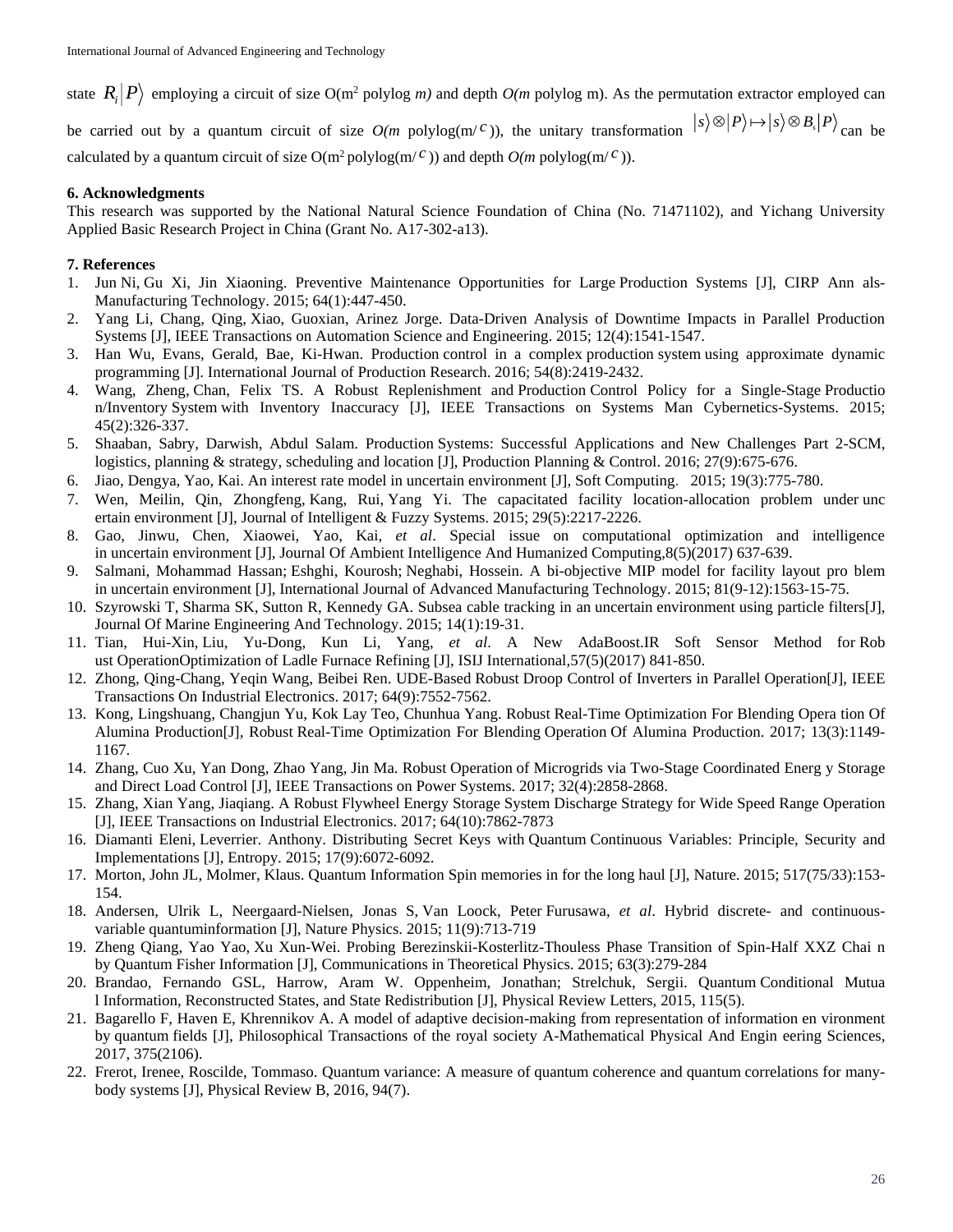state $R_i\left|P\right\rangle$ employing a circuit of size O(m$^2$ polylog *m)* and depth *O(m* polylog m). As the permutation extractor employed can be carried out by a quantum circuit of size *O(m* polylog(m/$c$)), the unitary transformation $\left|s\right\rangle \otimes \left|P\right\rangle \mapsto \left|s\right\rangle \otimes B_s\left|P\right\rangle$ can be calculated by a quantum circuit of size O(m$^2$ polylog(m/$c$)) and depth *O(m* polylog(m/$c$)).

### 6. Acknowledgments

This research was supported by the National Natural Science Foundation of China (No. 71471102), and Yichang University Applied Basic Research Project in China (Grant No. A17-302-a13).

### 7. References

1. Jun Ni, Gu Xi, Jin Xiaoning. Preventive Maintenance Opportunities for Large Production Systems [J], CIRP Ann als-Manufacturing Technology. 2015; 64(1):447-450.
2. Yang Li, Chang, Qing, Xiao, Guoxian, Arinez Jorge. Data-Driven Analysis of Downtime Impacts in Parallel Production Systems [J], IEEE Transactions on Automation Science and Engineering. 2015; 12(4):1541-1547.
3. Han Wu, Evans, Gerald, Bae, Ki-Hwan. Production control in a complex production system using approximate dynamic programming [J]. International Journal of Production Research. 2016; 54(8):2419-2432.
4. Wang, Zheng, Chan, Felix TS. A Robust Replenishment and Production Control Policy for a Single-Stage Productio n/Inventory System with Inventory Inaccuracy [J], IEEE Transactions on Systems Man Cybernetics-Systems. 2015; 45(2):326-337.
5. Shaaban, Sabry, Darwish, Abdul Salam. Production Systems: Successful Applications and New Challenges Part 2-SCM, logistics, planning & strategy, scheduling and location [J], Production Planning & Control. 2016; 27(9):675-676.
6. Jiao, Dengya, Yao, Kai. An interest rate model in uncertain environment [J], Soft Computing. 2015; 19(3):775-780.
7. Wen, Meilin, Qin, Zhongfeng, Kang, Rui, Yang Yi. The capacitated facility location-allocation problem under unc ertain environment [J], Journal of Intelligent & Fuzzy Systems. 2015; 29(5):2217-2226.
8. Gao, Jinwu, Chen, Xiaowei, Yao, Kai, *et al*. Special issue on computational optimization and intelligence in uncertain environment [J], Journal Of Ambient Intelligence And Humanized Computing,8(5)(2017) 637-639.
9. Salmani, Mohammad Hassan; Eshghi, Kourosh; Neghabi, Hossein. A bi-objective MIP model for facility layout pro blem in uncertain environment [J], International Journal of Advanced Manufacturing Technology. 2015; 81(9-12):1563-15-75.
10. Szyrowski T, Sharma SK, Sutton R, Kennedy GA. Subsea cable tracking in an uncertain environment using particle filters[J], Journal Of Marine Engineering And Technology. 2015; 14(1):19-31.
11. Tian, Hui-Xin, Liu, Yu-Dong, Kun Li, Yang, *et al*. A New AdaBoost.IR Soft Sensor Method for Rob ust OperationOptimization of Ladle Furnace Refining [J], ISIJ International,57(5)(2017) 841-850.
12. Zhong, Qing-Chang, Yeqin Wang, Beibei Ren. UDE-Based Robust Droop Control of Inverters in Parallel Operation[J], IEEE Transactions On Industrial Electronics. 2017; 64(9):7552-7562.
13. Kong, Lingshuang, Changjun Yu, Kok Lay Teo, Chunhua Yang. Robust Real-Time Optimization For Blending Opera tion Of Alumina Production[J], Robust Real-Time Optimization For Blending Operation Of Alumina Production. 2017; 13(3):1149-1167.
14. Zhang, Cuo Xu, Yan Dong, Zhao Yang, Jin Ma. Robust Operation of Microgrids via Two-Stage Coordinated Energ y Storage and Direct Load Control [J], IEEE Transactions on Power Systems. 2017; 32(4):2858-2868.
15. Zhang, Xian Yang, Jiaqiang. A Robust Flywheel Energy Storage System Discharge Strategy for Wide Speed Range Operation [J], IEEE Transactions on Industrial Electronics. 2017; 64(10):7862-7873
16. Diamanti Eleni, Leverrier. Anthony. Distributing Secret Keys with Quantum Continuous Variables: Principle, Security and Implementations [J], Entropy. 2015; 17(9):6072-6092.
17. Morton, John JL, Molmer, Klaus. Quantum Information Spin memories in for the long haul [J], Nature. 2015; 517(75/33):153-154.
18. Andersen, Ulrik L, Neergaard-Nielsen, Jonas S, Van Loock, Peter Furusawa, *et al*. Hybrid discrete- and continuous-variable quantuminformation [J], Nature Physics. 2015; 11(9):713-719
19. Zheng Qiang, Yao Yao, Xu Xun-Wei. Probing Berezinskii-Kosterlitz-Thouless Phase Transition of Spin-Half XXZ Chai n by Quantum Fisher Information [J], Communications in Theoretical Physics. 2015; 63(3):279-284
20. Brandao, Fernando GSL, Harrow, Aram W. Oppenheim, Jonathan; Strelchuk, Sergii. Quantum Conditional Mutua l Information, Reconstructed States, and State Redistribution [J], Physical Review Letters, 2015, 115(5).
21. Bagarello F, Haven E, Khrennikov A. A model of adaptive decision-making from representation of information en vironment by quantum fields [J], Philosophical Transactions of the royal society A-Mathematical Physical And Engin eering Sciences, 2017, 375(2106).
22. Frerot, Irenee, Roscilde, Tommaso. Quantum variance: A measure of quantum coherence and quantum correlations for many-body systems [J], Physical Review B, 2016, 94(7).